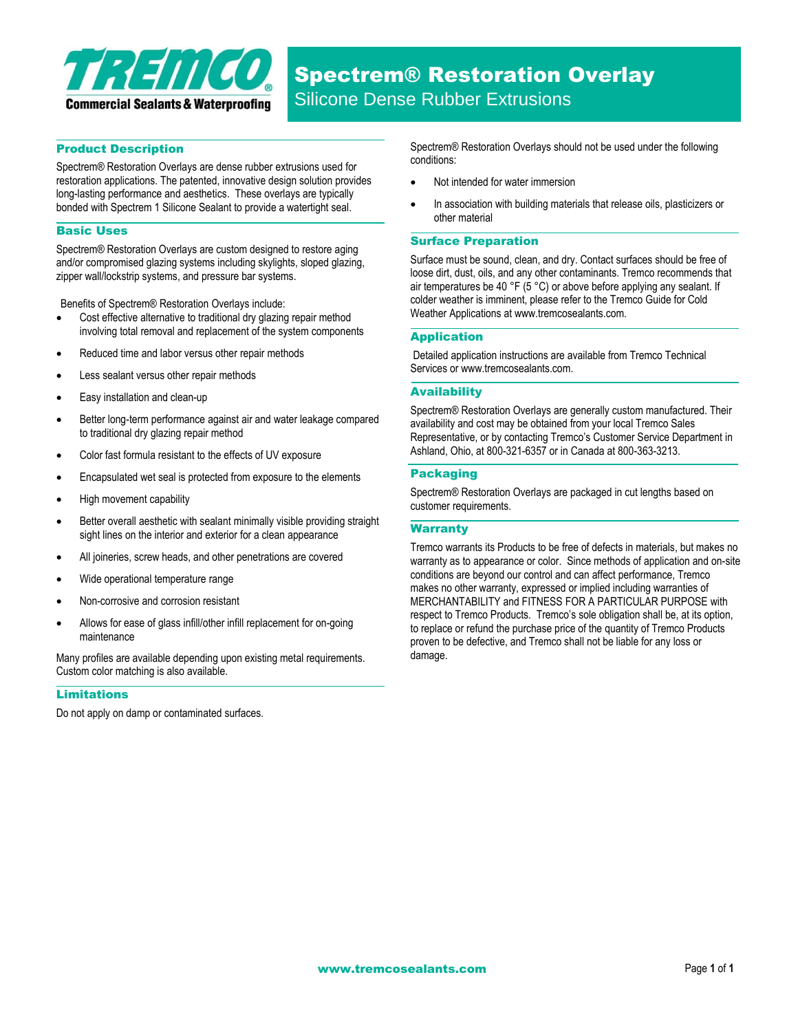**TREMCO®**
**Commercial Sealants & Waterproofing**

# Spectrem® Restoration Overlay

## Silicone Dense Rubber Extrusions

### Product Description

Spectrem® Restoration Overlays are dense rubber extrusions used for restoration applications. The patented, innovative design solution provides long-lasting performance and aesthetics. These overlays are typically bonded with Spectrem 1 Silicone Sealant to provide a watertight seal.

### Basic Uses

Spectrem® Restoration Overlays are custom designed to restore aging and/or compromised glazing systems including skylights, sloped glazing, zipper wall/lockstrip systems, and pressure bar systems.

Benefits of Spectrem® Restoration Overlays include:

- Cost effective alternative to traditional dry glazing repair method involving total removal and replacement of the system components
- Reduced time and labor versus other repair methods
- Less sealant versus other repair methods
- Easy installation and clean-up
- Better long-term performance against air and water leakage compared to traditional dry glazing repair method
- Color fast formula resistant to the effects of UV exposure
- Encapsulated wet seal is protected from exposure to the elements
- High movement capability
- Better overall aesthetic with sealant minimally visible providing straight sight lines on the interior and exterior for a clean appearance
- All joineries, screw heads, and other penetrations are covered
- Wide operational temperature range
- Non-corrosive and corrosion resistant
- Allows for ease of glass infill/other infill replacement for on-going maintenance

Many profiles are available depending upon existing metal requirements. Custom color matching is also available.

### Limitations

Do not apply on damp or contaminated surfaces.

Spectrem® Restoration Overlays should not be used under the following conditions:

- Not intended for water immersion
- In association with building materials that release oils, plasticizers or other material

### Surface Preparation

Surface must be sound, clean, and dry. Contact surfaces should be free of loose dirt, dust, oils, and any other contaminants. Tremco recommends that air temperatures be 40 °F (5 °C) or above before applying any sealant. If colder weather is imminent, please refer to the Tremco Guide for Cold Weather Applications at www.tremcosealants.com.

### Application

Detailed application instructions are available from Tremco Technical Services or www.tremcosealants.com.

### Availability

Spectrem® Restoration Overlays are generally custom manufactured. Their availability and cost may be obtained from your local Tremco Sales Representative, or by contacting Tremco's Customer Service Department in Ashland, Ohio, at 800-321-6357 or in Canada at 800-363-3213.

### Packaging

Spectrem® Restoration Overlays are packaged in cut lengths based on customer requirements.

### Warranty

Tremco warrants its Products to be free of defects in materials, but makes no warranty as to appearance or color. Since methods of application and on-site conditions are beyond our control and can affect performance, Tremco makes no other warranty, expressed or implied including warranties of MERCHANTABILITY and FITNESS FOR A PARTICULAR PURPOSE with respect to Tremco Products. Tremco's sole obligation shall be, at its option, to replace or refund the purchase price of the quantity of Tremco Products proven to be defective, and Tremco shall not be liable for any loss or damage.

www.tremcosealants.com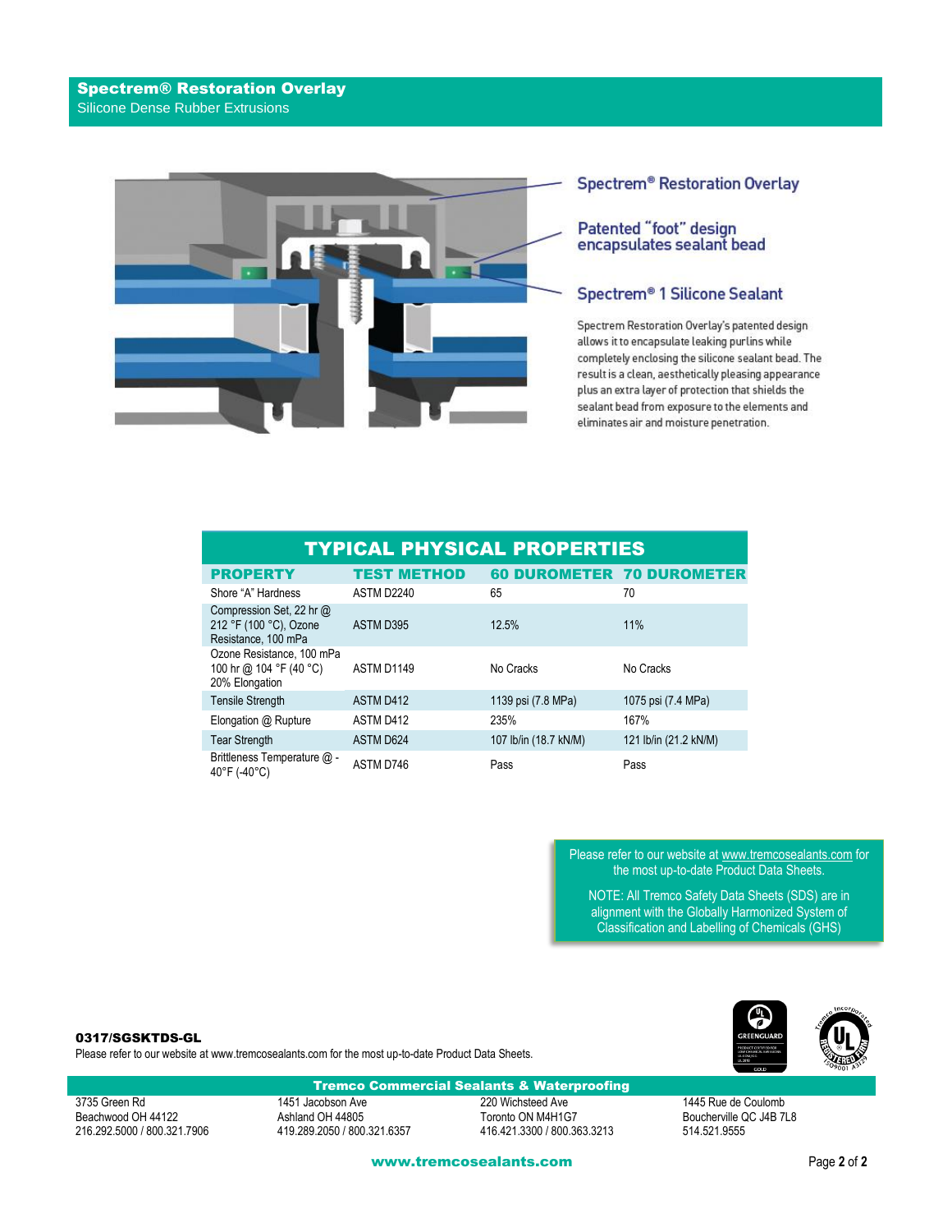## Spectrem® Restoration Overlay

Silicone Dense Rubber Extrusions

Spectrem® Restoration Overlay

Patented "foot" design encapsulates sealant bead

Spectrem® 1 Silicone Sealant

Spectrem Restoration Overlay's patented design allows it to encapsulate leaking purlins while completely enclosing the silicone sealant bead. The result is a clean, aesthetically pleasing appearance plus an extra layer of protection that shields the sealant bead from exposure to the elements and eliminates air and moisture penetration.

### TYPICAL PHYSICAL PROPERTIES

| PROPERTY | TEST METHOD | 60 DUROMETER | 70 DUROMETER |
|---|---|---|---|
| Shore "A" Hardness | ASTM D2240 | 65 | 70 |
| Compression Set, 22 hr @ 212 °F (100 °C), Ozone Resistance, 100 mPa | ASTM D395 | 12.5% | 11% |
| Ozone Resistance, 100 mPa 100 hr @ 104 °F (40 °C) 20% Elongation | ASTM D1149 | No Cracks | No Cracks |
| Tensile Strength | ASTM D412 | 1139 psi (7.8 MPa) | 1075 psi (7.4 MPa) |
| Elongation @ Rupture | ASTM D412 | 235% | 167% |
| Tear Strength | ASTM D624 | 107 lb/in (18.7 kN/M) | 121 lb/in (21.2 kN/M) |
| Brittleness Temperature @ -40°F (-40°C) | ASTM D746 | Pass | Pass |

Please refer to our website at www.tremcosealants.com for the most up-to-date Product Data Sheets.

NOTE: All Tremco Safety Data Sheets (SDS) are in alignment with the Globally Harmonized System of Classification and Labelling of Chemicals (GHS)

**0317/SGSKTDS-GL**

Please refer to our website at www.tremcosealants.com for the most up-to-date Product Data Sheets.

**Tremco Commercial Sealants & Waterproofing**

3735 Green Rd
Beachwood OH 44122
216.292.5000 / 800.321.7906

1451 Jacobson Ave
Ashland OH 44805
419.289.2050 / 800.321.6357

220 Wichsteed Ave
Toronto ON M4H1G7
416.421.3300 / 800.363.3213

1445 Rue de Coulomb
Boucherville QC J4B 7L8
514.521.9555

www.tremcosealants.com